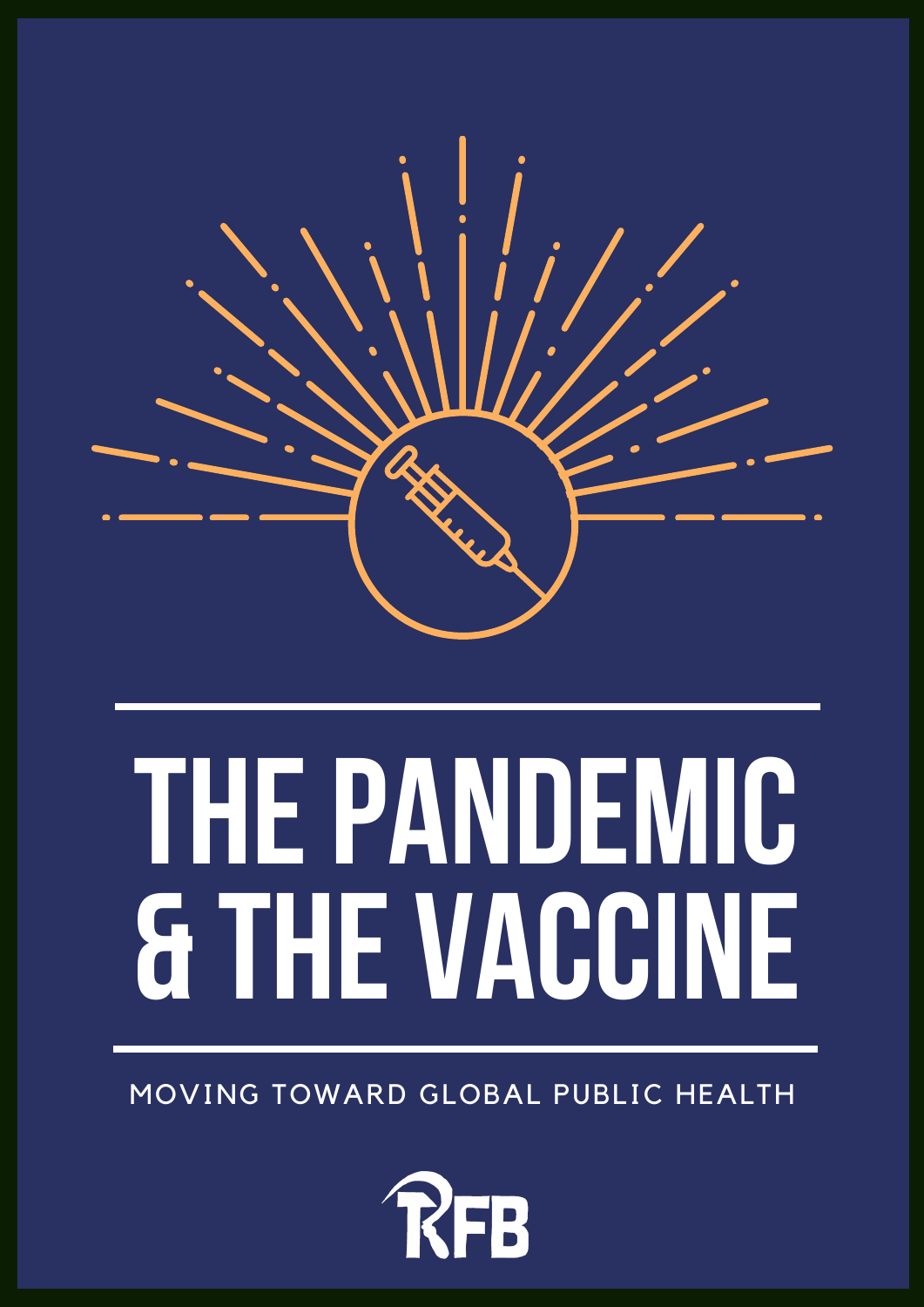# THE PANDEMIC & THE VACCINE

MOVING TOWARD GLOBAL PUBLIC HEALTH

RFB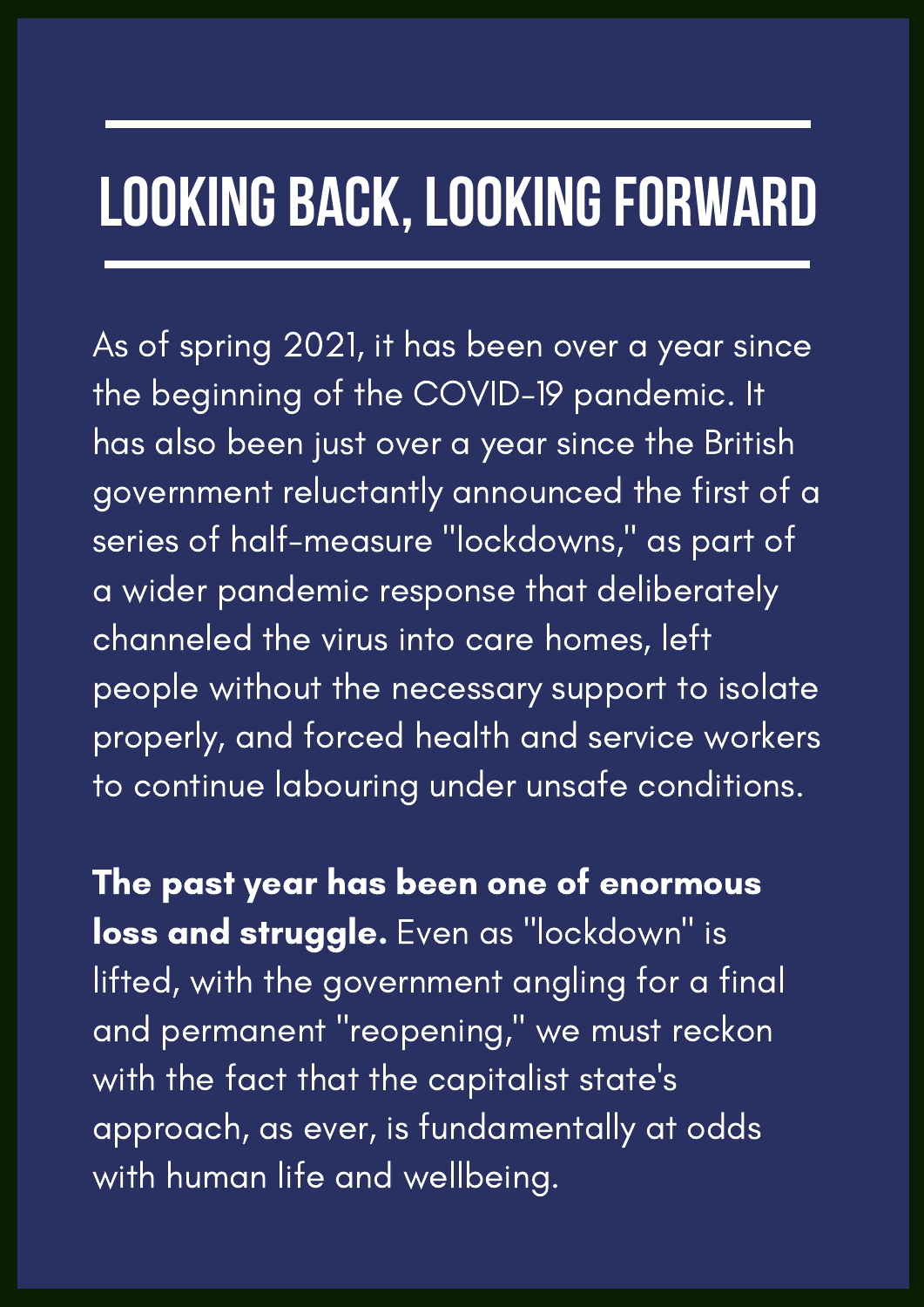# LOOKING BACK, LOOKING FORWARD

As of spring 2021, it has been over a year since the beginning of the COVID-19 pandemic. It has also been just over a year since the British government reluctantly announced the first of a series of half-measure "lockdowns," as part of a wider pandemic response that deliberately channeled the virus into care homes, left people without the necessary support to isolate properly, and forced health and service workers to continue labouring under unsafe conditions.

**The past year has been one of enormous loss and struggle.** Even as "lockdown" is lifted, with the government angling for a final and permanent "reopening," we must reckon with the fact that the capitalist state's approach, as ever, is fundamentally at odds with human life and wellbeing.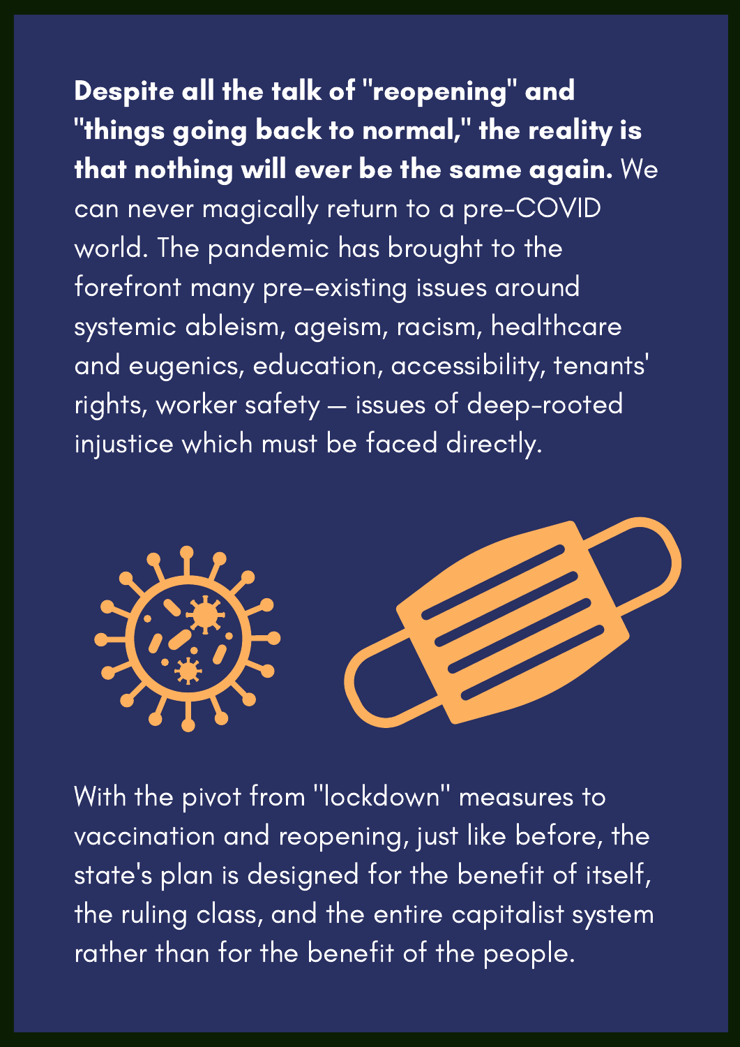**Despite all the talk of "reopening" and "things going back to normal," the reality is that nothing will ever be the same again.** We can never magically return to a pre-COVID world. The pandemic has brought to the forefront many pre-existing issues around systemic ableism, ageism, racism, healthcare and eugenics, education, accessibility, tenants' rights, worker safety — issues of deep-rooted injustice which must be faced directly.

With the pivot from "lockdown" measures to vaccination and reopening, just like before, the state's plan is designed for the benefit of itself, the ruling class, and the entire capitalist system rather than for the benefit of the people.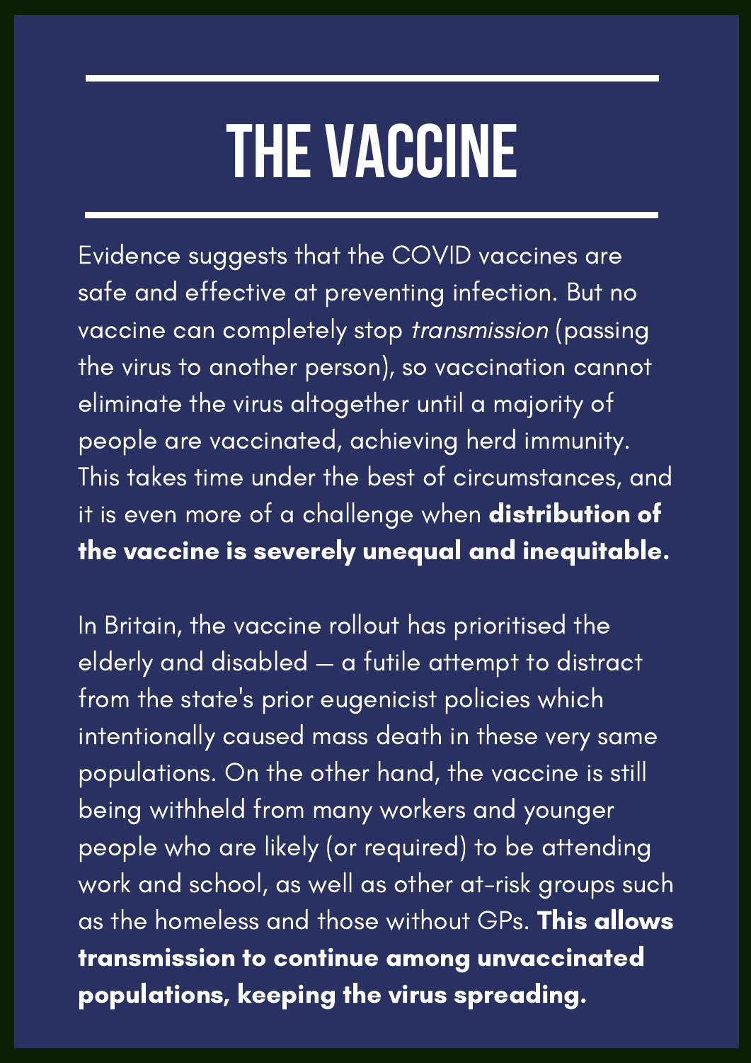# THE VACCINE

Evidence suggests that the COVID vaccines are safe and effective at preventing infection. But no vaccine can completely stop *transmission* (passing the virus to another person), so vaccination cannot eliminate the virus altogether until a majority of people are vaccinated, achieving herd immunity. This takes time under the best of circumstances, and it is even more of a challenge when **distribution of the vaccine is severely unequal and inequitable.**

In Britain, the vaccine rollout has prioritised the elderly and disabled — a futile attempt to distract from the state's prior eugenicist policies which intentionally caused mass death in these very same populations. On the other hand, the vaccine is still being withheld from many workers and younger people who are likely (or required) to be attending work and school, as well as other at-risk groups such as the homeless and those without GPs. **This allows transmission to continue among unvaccinated populations, keeping the virus spreading.**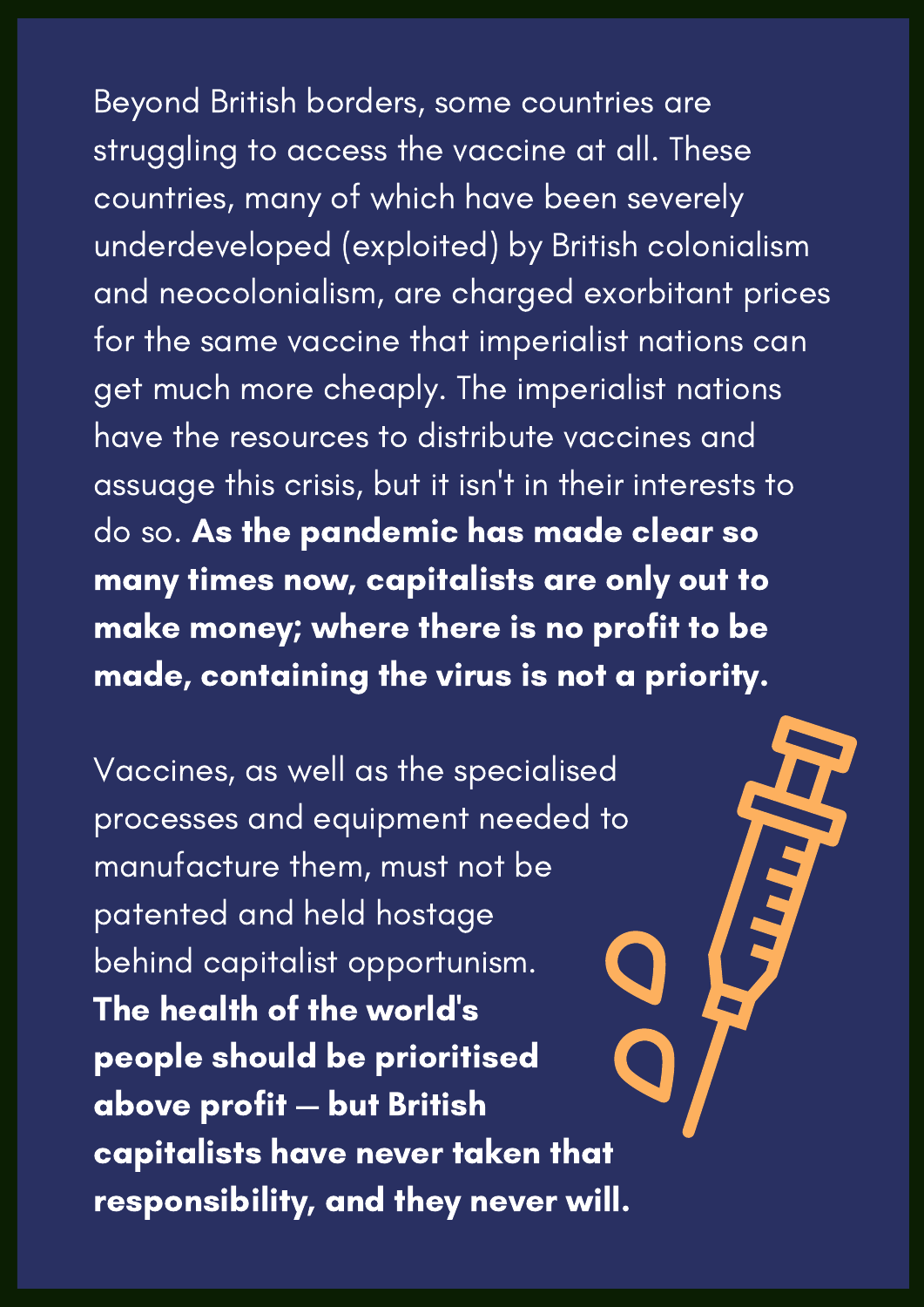Beyond British borders, some countries are struggling to access the vaccine at all. These countries, many of which have been severely underdeveloped (exploited) by British colonialism and neocolonialism, are charged exorbitant prices for the same vaccine that imperialist nations can get much more cheaply. The imperialist nations have the resources to distribute vaccines and assuage this crisis, but it isn't in their interests to do so. **As the pandemic has made clear so many times now, capitalists are only out to make money; where there is no profit to be made, containing the virus is not a priority.**

Vaccines, as well as the specialised processes and equipment needed to manufacture them, must not be patented and held hostage behind capitalist opportunism. **The health of the world's people should be prioritised above profit — but British capitalists have never taken that responsibility, and they never will.**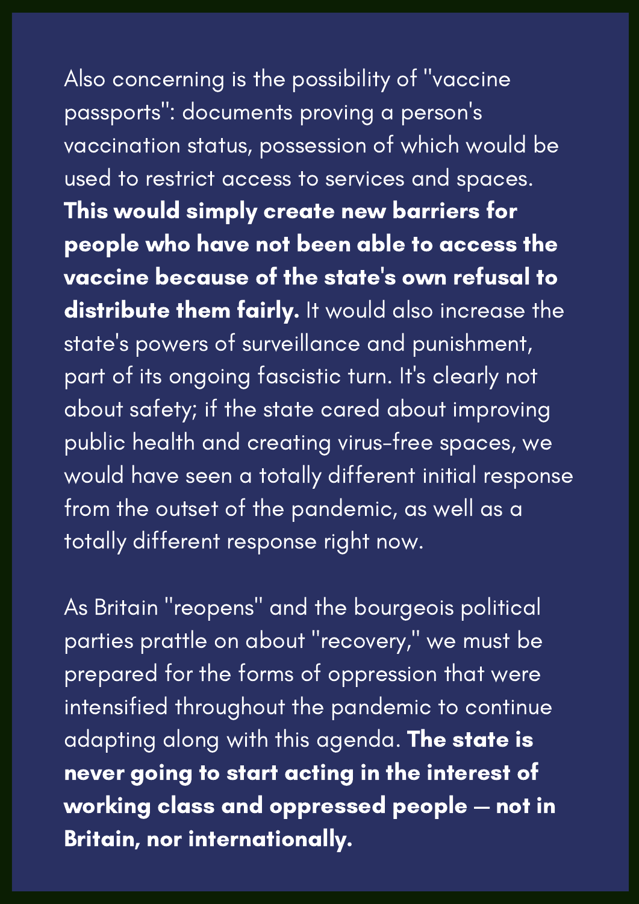Also concerning is the possibility of "vaccine passports": documents proving a person's vaccination status, possession of which would be used to restrict access to services and spaces. **This would simply create new barriers for people who have not been able to access the vaccine because of the state's own refusal to distribute them fairly.** It would also increase the state's powers of surveillance and punishment, part of its ongoing fascistic turn. It's clearly not about safety; if the state cared about improving public health and creating virus-free spaces, we would have seen a totally different initial response from the outset of the pandemic, as well as a totally different response right now.

As Britain "reopens" and the bourgeois political parties prattle on about "recovery," we must be prepared for the forms of oppression that were intensified throughout the pandemic to continue adapting along with this agenda. **The state is never going to start acting in the interest of working class and oppressed people — not in Britain, nor internationally.**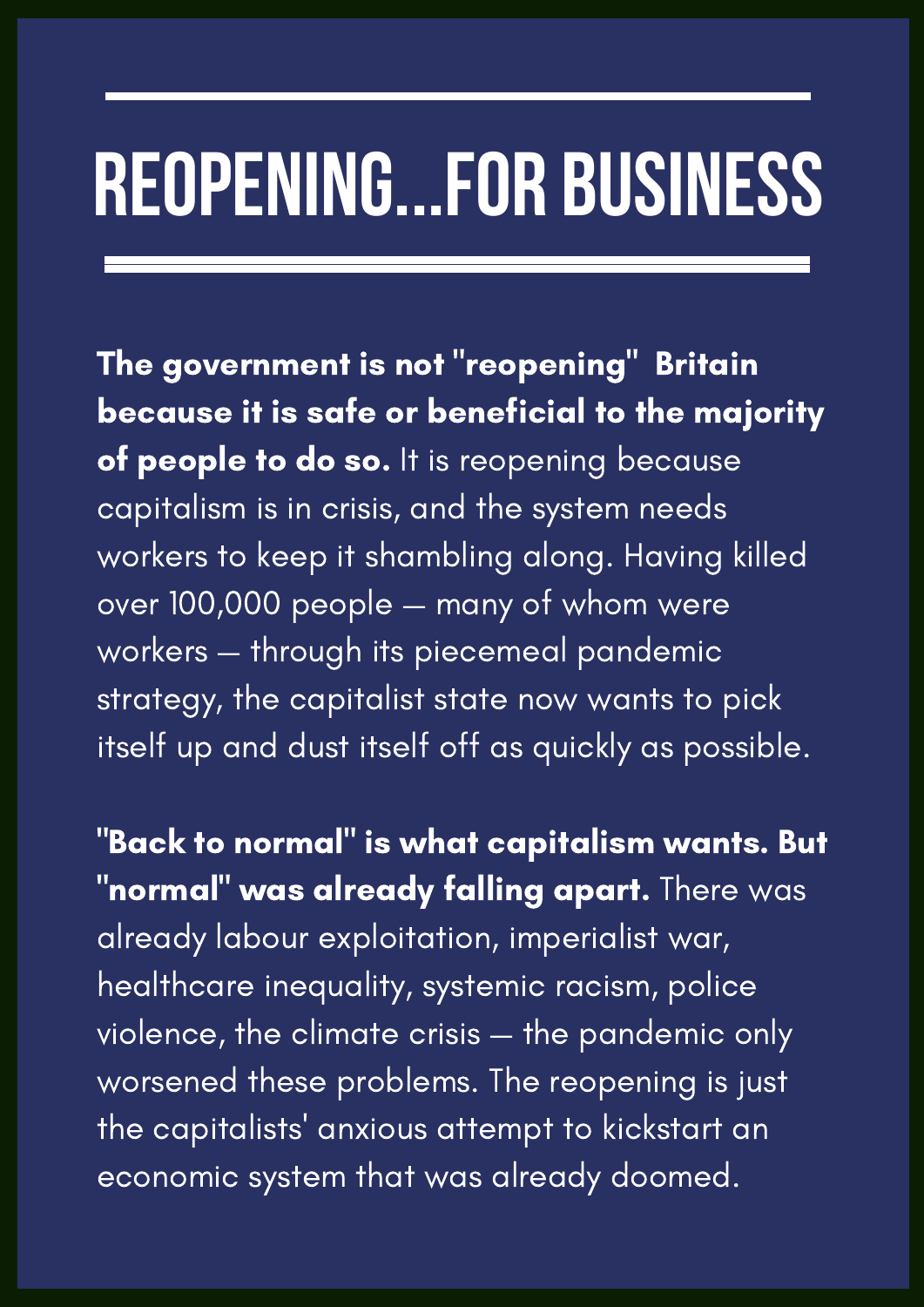# REOPENING...FOR BUSINESS

**The government is not "reopening" Britain because it is safe or beneficial to the majority of people to do so.** It is reopening because capitalism is in crisis, and the system needs workers to keep it shambling along. Having killed over 100,000 people — many of whom were workers — through its piecemeal pandemic strategy, the capitalist state now wants to pick itself up and dust itself off as quickly as possible.

**"Back to normal" is what capitalism wants. But "normal" was already falling apart.** There was already labour exploitation, imperialist war, healthcare inequality, systemic racism, police violence, the climate crisis — the pandemic only worsened these problems. The reopening is just the capitalists' anxious attempt to kickstart an economic system that was already doomed.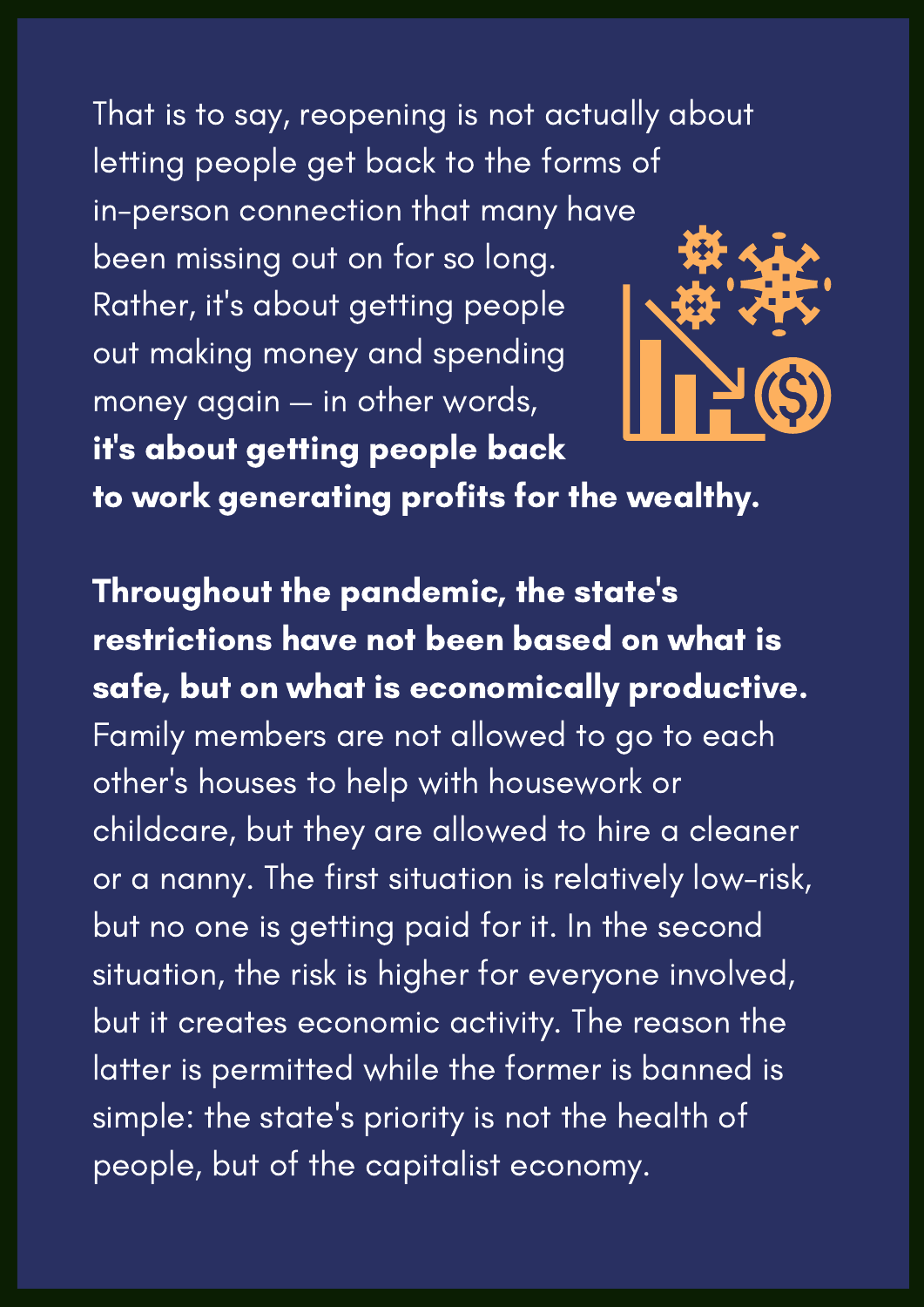That is to say, reopening is not actually about letting people get back to the forms of in-person connection that many have been missing out on for so long. Rather, it's about getting people out making money and spending money again — in other words, **it's about getting people back to work generating profits for the wealthy.**

**Throughout the pandemic, the state's restrictions have not been based on what is safe, but on what is economically productive.** Family members are not allowed to go to each other's houses to help with housework or childcare, but they are allowed to hire a cleaner or a nanny. The first situation is relatively low-risk, but no one is getting paid for it. In the second situation, the risk is higher for everyone involved, but it creates economic activity. The reason the latter is permitted while the former is banned is simple: the state's priority is not the health of people, but of the capitalist economy.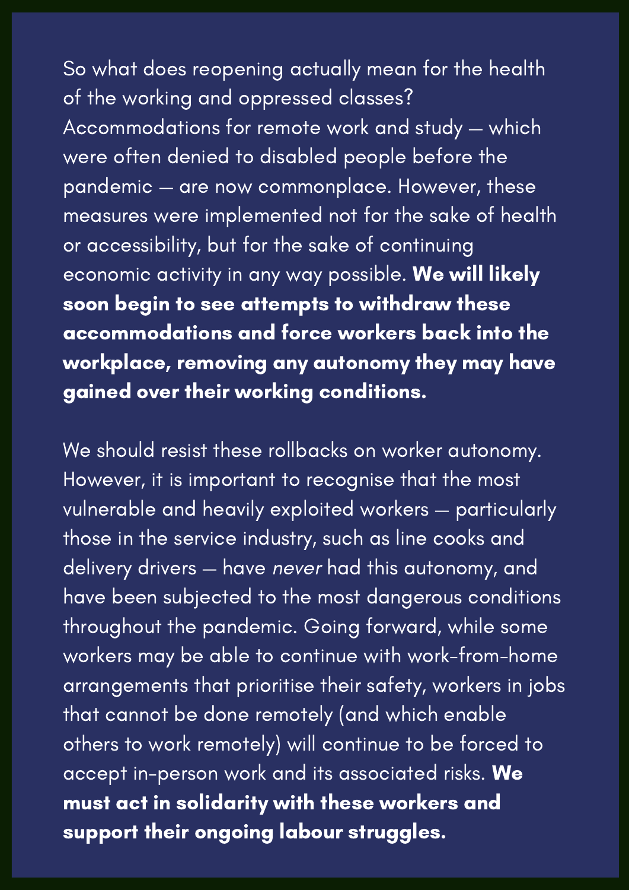So what does reopening actually mean for the health of the working and oppressed classes? Accommodations for remote work and study — which were often denied to disabled people before the pandemic — are now commonplace. However, these measures were implemented not for the sake of health or accessibility, but for the sake of continuing economic activity in any way possible. **We will likely soon begin to see attempts to withdraw these accommodations and force workers back into the workplace, removing any autonomy they may have gained over their working conditions.**

We should resist these rollbacks on worker autonomy. However, it is important to recognise that the most vulnerable and heavily exploited workers — particularly those in the service industry, such as line cooks and delivery drivers — have *never* had this autonomy, and have been subjected to the most dangerous conditions throughout the pandemic. Going forward, while some workers may be able to continue with work-from-home arrangements that prioritise their safety, workers in jobs that cannot be done remotely (and which enable others to work remotely) will continue to be forced to accept in-person work and its associated risks. **We must act in solidarity with these workers and support their ongoing labour struggles.**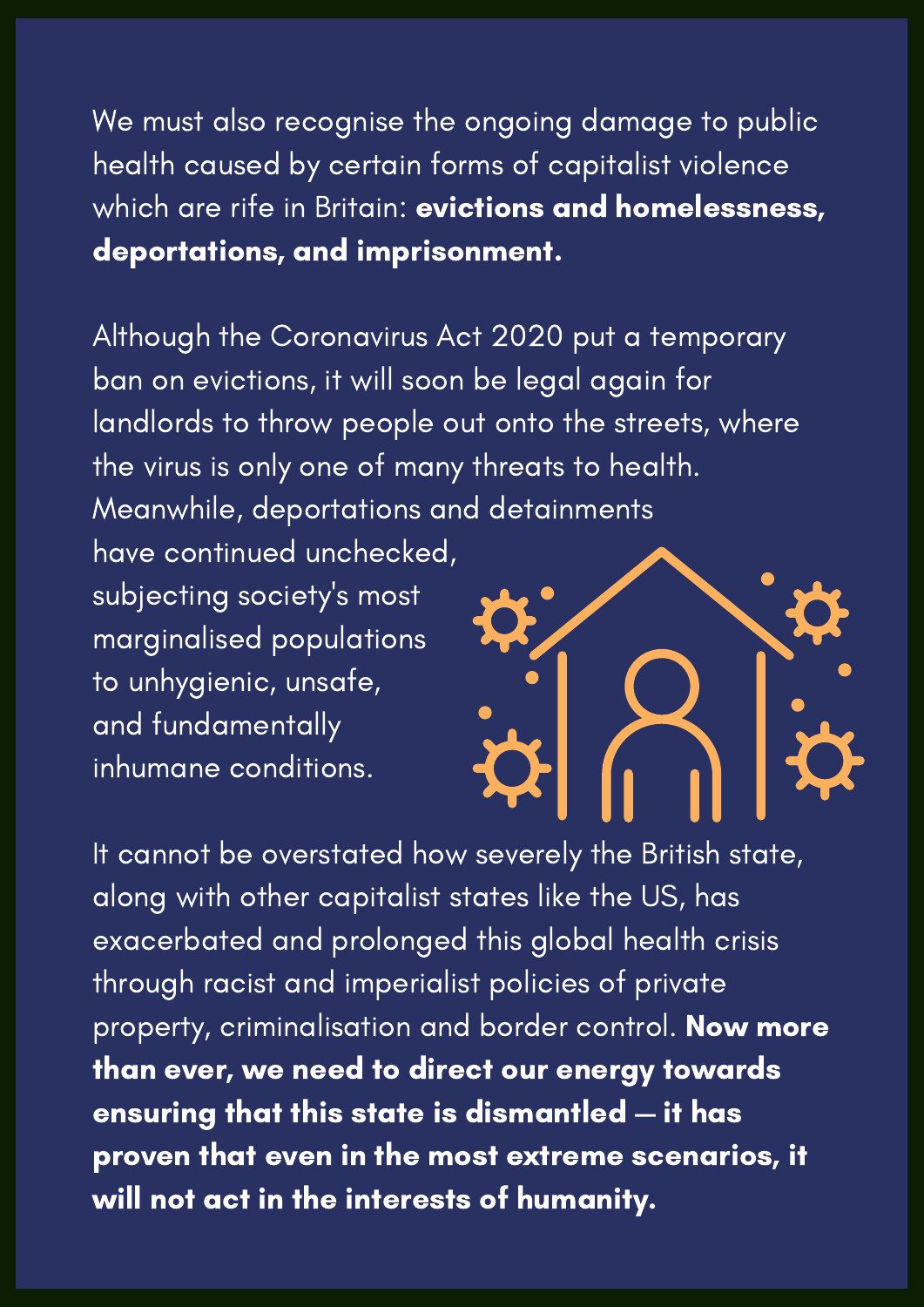We must also recognise the ongoing damage to public health caused by certain forms of capitalist violence which are rife in Britain: **evictions and homelessness, deportations, and imprisonment.**

Although the Coronavirus Act 2020 put a temporary ban on evictions, it will soon be legal again for landlords to throw people out onto the streets, where the virus is only one of many threats to health. Meanwhile, deportations and detainments have continued unchecked, subjecting society's most marginalised populations to unhygienic, unsafe, and fundamentally inhumane conditions.

It cannot be overstated how severely the British state, along with other capitalist states like the US, has exacerbated and prolonged this global health crisis through racist and imperialist policies of private property, criminalisation and border control. **Now more than ever, we need to direct our energy towards ensuring that this state is dismantled — it has proven that even in the most extreme scenarios, it will not act in the interests of humanity.**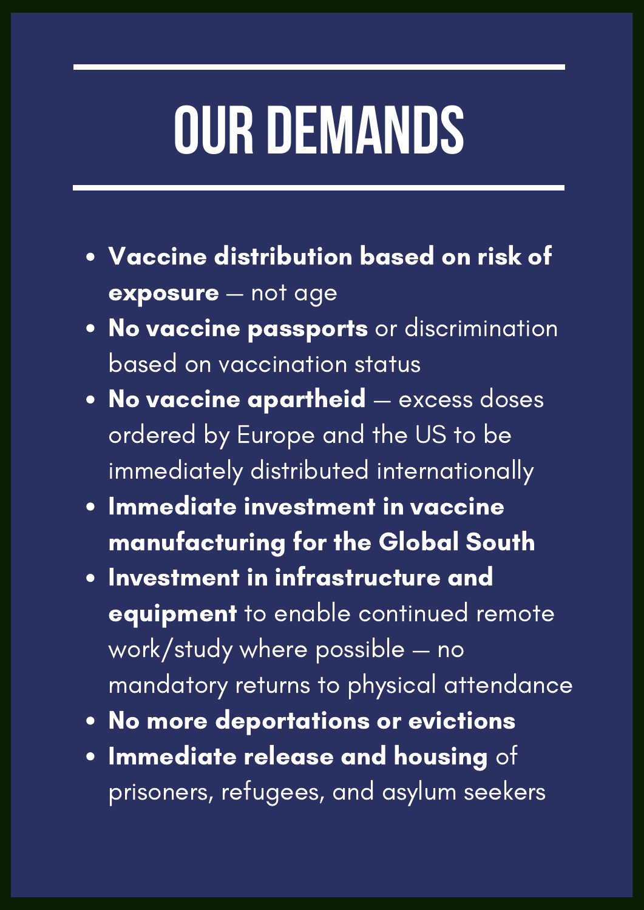# OUR DEMANDS

- **Vaccine distribution based on risk of exposure** — not age
- **No vaccine passports** or discrimination based on vaccination status
- **No vaccine apartheid** — excess doses ordered by Europe and the US to be immediately distributed internationally
- **Immediate investment in vaccine manufacturing for the Global South**
- **Investment in infrastructure and equipment** to enable continued remote work/study where possible — no mandatory returns to physical attendance
- **No more deportations or evictions**
- **Immediate release and housing** of prisoners, refugees, and asylum seekers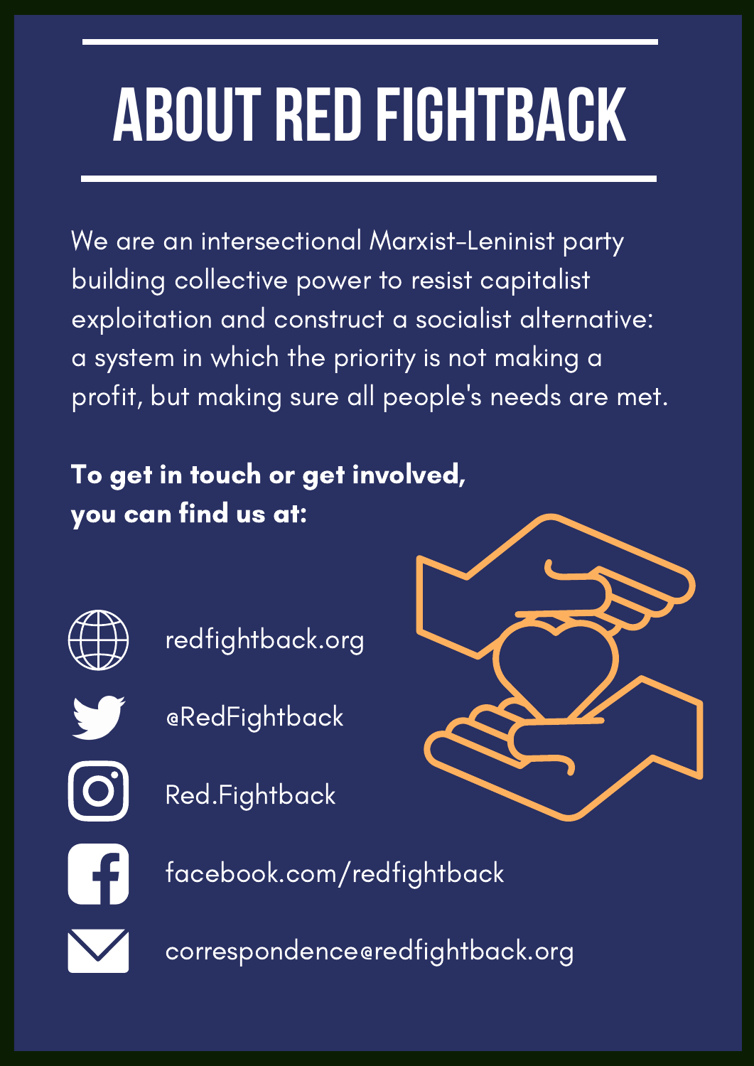# ABOUT RED FIGHTBACK

We are an intersectional Marxist-Leninist party building collective power to resist capitalist exploitation and construct a socialist alternative: a system in which the priority is not making a profit, but making sure all people's needs are met.

**To get in touch or get involved, you can find us at:**

- redfightback.org
- @RedFightback
- Red.Fightback
- facebook.com/redfightback
- correspondence@redfightback.org